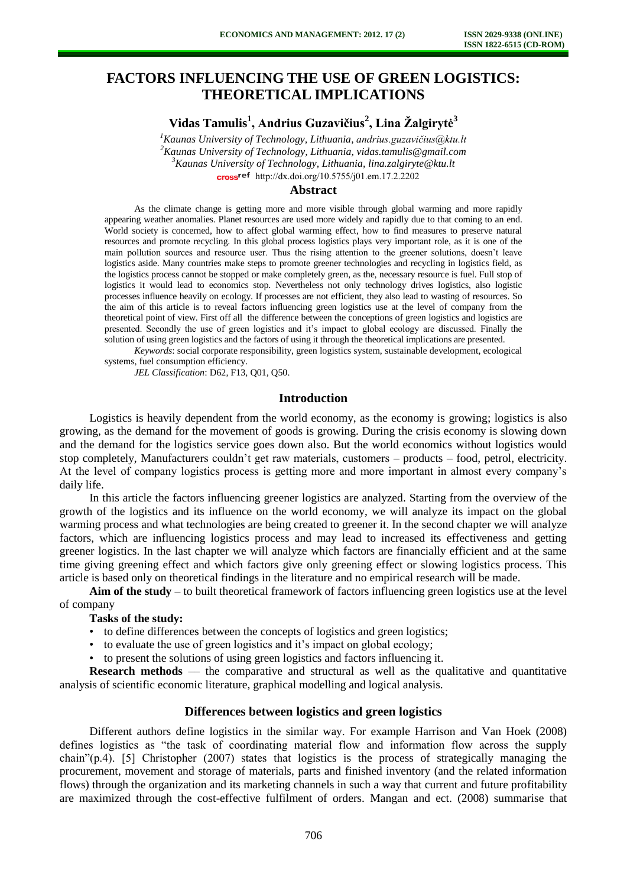# FACTORS INFLUENCING THE USE OF GREEN LOGISTICS: THEORETICAL IMPLICATIONS

**Vidas Tamulis[1], Andrius Guzavičius[2], Lina Žalgirytė[3]**

[1]*Kaunas University of Technology, Lithuania, andrius.guzavičius@ktu.lt*
[2]*Kaunas University of Technology, Lithuania, vidas.tamulis@gmail.com*
[3]*Kaunas University of Technology, Lithuania, lina.zalgiryte@ktu.lt*

crossref http://dx.doi.org/10.5755/j01.em.17.2.2202

## Abstract

As the climate change is getting more and more visible through global warming and more rapidly appearing weather anomalies. Planet resources are used more widely and rapidly due to that coming to an end. World society is concerned, how to affect global warming effect, how to find measures to preserve natural resources and promote recycling. In this global process logistics plays very important role, as it is one of the main pollution sources and resource user. Thus the rising attention to the greener solutions, doesn't leave logistics aside. Many countries make steps to promote greener technologies and recycling in logistics field, as the logistics process cannot be stopped or make completely green, as the, necessary resource is fuel. Full stop of logistics it would lead to economics stop. Nevertheless not only technology drives logistics, also logistic processes influence heavily on ecology. If processes are not efficient, they also lead to wasting of resources. So the aim of this article is to reveal factors influencing green logistics use at the level of company from the theoretical point of view. First off all the difference between the conceptions of green logistics and logistics are presented. Secondly the use of green logistics and it's impact to global ecology are discussed. Finally the solution of using green logistics and the factors of using it through the theoretical implications are presented.

*Keywords*: social corporate responsibility, green logistics system, sustainable development, ecological systems, fuel consumption efficiency.

*JEL Classification*: D62, F13, Q01, Q50.

## Introduction

Logistics is heavily dependent from the world economy, as the economy is growing; logistics is also growing, as the demand for the movement of goods is growing. During the crisis economy is slowing down and the demand for the logistics service goes down also. But the world economics without logistics would stop completely, Manufacturers couldn't get raw materials, customers – products – food, petrol, electricity. At the level of company logistics process is getting more and more important in almost every company's daily life.

In this article the factors influencing greener logistics are analyzed. Starting from the overview of the growth of the logistics and its influence on the world economy, we will analyze its impact on the global warming process and what technologies are being created to greener it. In the second chapter we will analyze factors, which are influencing logistics process and may lead to increased its effectiveness and getting greener logistics. In the last chapter we will analyze which factors are financially efficient and at the same time giving greening effect and which factors give only greening effect or slowing logistics process. This article is based only on theoretical findings in the literature and no empirical research will be made.

**Aim of the study** – to built theoretical framework of factors influencing green logistics use at the level of company

**Tasks of the study:**

- to define differences between the concepts of logistics and green logistics;
- to evaluate the use of green logistics and it's impact on global ecology;
- to present the solutions of using green logistics and factors influencing it.

**Research methods** — the comparative and structural as well as the qualitative and quantitative analysis of scientific economic literature, graphical modelling and logical analysis.

## Differences between logistics and green logistics

Different authors define logistics in the similar way. For example Harrison and Van Hoek (2008) defines logistics as "the task of coordinating material flow and information flow across the supply chain"(p.4). [5] Christopher (2007) states that logistics is the process of strategically managing the procurement, movement and storage of materials, parts and finished inventory (and the related information flows) through the organization and its marketing channels in such a way that current and future profitability are maximized through the cost-effective fulfilment of orders. Mangan and ect. (2008) summarise that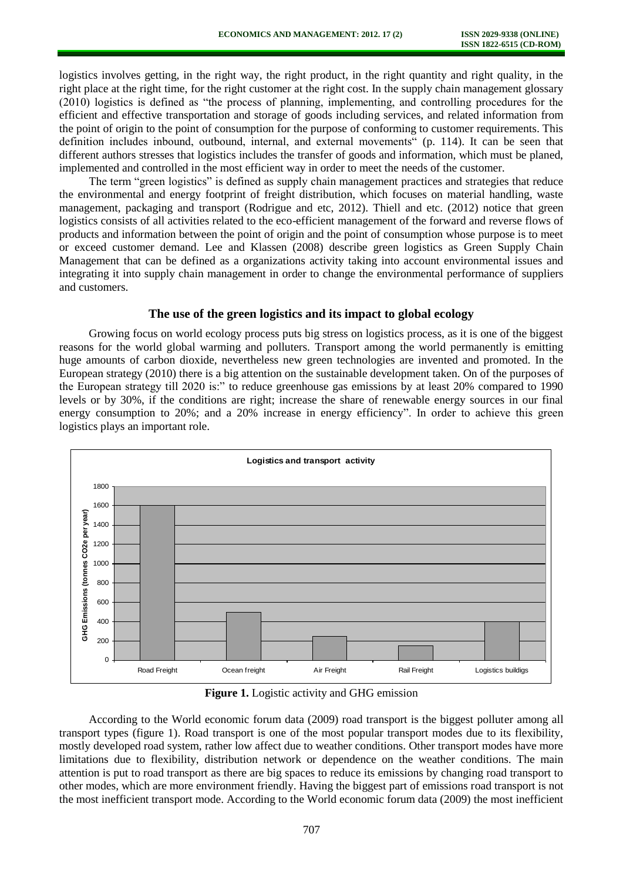logistics involves getting, in the right way, the right product, in the right quantity and right quality, in the right place at the right time, for the right customer at the right cost. In the supply chain management glossary (2010) logistics is defined as "the process of planning, implementing, and controlling procedures for the efficient and effective transportation and storage of goods including services, and related information from the point of origin to the point of consumption for the purpose of conforming to customer requirements. This definition includes inbound, outbound, internal, and external movements" (p. 114). It can be seen that different authors stresses that logistics includes the transfer of goods and information, which must be planed, implemented and controlled in the most efficient way in order to meet the needs of the customer.

The term "green logistics" is defined as supply chain management practices and strategies that reduce the environmental and energy footprint of freight distribution, which focuses on material handling, waste management, packaging and transport (Rodrigue and etc, 2012). Thiell and etc. (2012) notice that green logistics consists of all activities related to the eco-efficient management of the forward and reverse flows of products and information between the point of origin and the point of consumption whose purpose is to meet or exceed customer demand. Lee and Klassen (2008) describe green logistics as Green Supply Chain Management that can be defined as a organizations activity taking into account environmental issues and integrating it into supply chain management in order to change the environmental performance of suppliers and customers.

## The use of the green logistics and its impact to global ecology

Growing focus on world ecology process puts big stress on logistics process, as it is one of the biggest reasons for the world global warming and polluters. Transport among the world permanently is emitting huge amounts of carbon dioxide, nevertheless new green technologies are invented and promoted. In the European strategy (2010) there is a big attention on the sustainable development taken. On of the purposes of the European strategy till 2020 is:" to reduce greenhouse gas emissions by at least 20% compared to 1990 levels or by 30%, if the conditions are right; increase the share of renewable energy sources in our final energy consumption to 20%; and a 20% increase in energy efficiency". In order to achieve this green logistics plays an important role.

**Logistics and transport activity**

| | Road Freight | Ocean freight | Air Freight | Rail Freight | Logistics buildigs |
|---|---|---|---|---|---|
| GHG Emissions (tonnes CO2e per year) | 1600 | 500 | 250 | 150 | 400 |

**Figure 1.** Logistic activity and GHG emission

According to the World economic forum data (2009) road transport is the biggest polluter among all transport types (figure 1). Road transport is one of the most popular transport modes due to its flexibility, mostly developed road system, rather low affect due to weather conditions. Other transport modes have more limitations due to flexibility, distribution network or dependence on the weather conditions. The main attention is put to road transport as there are big spaces to reduce its emissions by changing road transport to other modes, which are more environment friendly. Having the biggest part of emissions road transport is not the most inefficient transport mode. According to the World economic forum data (2009) the most inefficient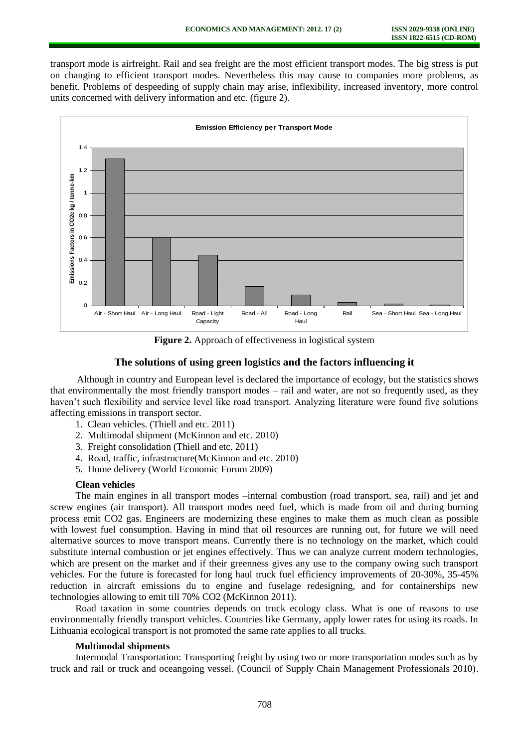transport mode is airfreight. Rail and sea freight are the most efficient transport modes. The big stress is put on changing to efficient transport modes. Nevertheless this may cause to companies more problems, as benefit. Problems of despeeding of supply chain may arise, inflexibility, increased inventory, more control units concerned with delivery information and etc. (figure 2).

**Figure 2.** Approach of effectiveness in logistical system

## The solutions of using green logistics and the factors influencing it

Although in country and European level is declared the importance of ecology, but the statistics shows that environmentally the most friendly transport modes – rail and water, are not so frequently used, as they haven't such flexibility and service level like road transport. Analyzing literature were found five solutions affecting emissions in transport sector.

1. Clean vehicles. (Thiell and etc. 2011)
2. Multimodal shipment (McKinnon and etc. 2010)
3. Freight consolidation (Thiell and etc. 2011)
4. Road, traffic, infrastructure(McKinnon and etc. 2010)
5. Home delivery (World Economic Forum 2009)

### Clean vehicles

The main engines in all transport modes –internal combustion (road transport, sea, rail) and jet and screw engines (air transport). All transport modes need fuel, which is made from oil and during burning process emit CO2 gas. Engineers are modernizing these engines to make them as much clean as possible with lowest fuel consumption. Having in mind that oil resources are running out, for future we will need alternative sources to move transport means. Currently there is no technology on the market, which could substitute internal combustion or jet engines effectively. Thus we can analyze current modern technologies, which are present on the market and if their greenness gives any use to the company owing such transport vehicles. For the future is forecasted for long haul truck fuel efficiency improvements of 20-30%, 35-45% reduction in aircraft emissions du to engine and fuselage redesigning, and for containerships new technologies allowing to emit till 70% CO2 (McKinnon 2011).

Road taxation in some countries depends on truck ecology class. What is one of reasons to use environmentally friendly transport vehicles. Countries like Germany, apply lower rates for using its roads. In Lithuania ecological transport is not promoted the same rate applies to all trucks.

### Multimodal shipments

Intermodal Transportation: Transporting freight by using two or more transportation modes such as by truck and rail or truck and oceangoing vessel. (Council of Supply Chain Management Professionals 2010).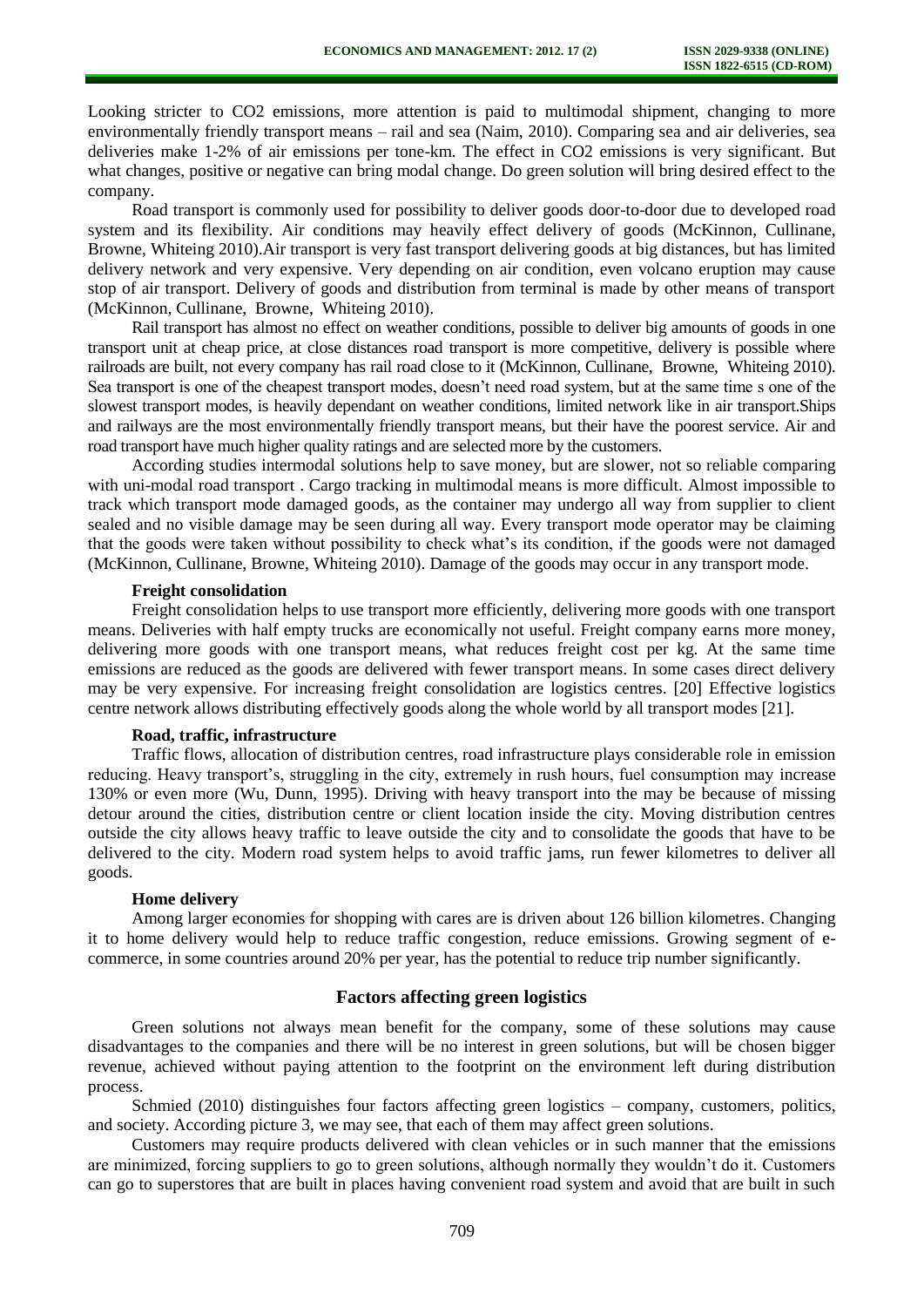Looking stricter to $CO_2$ emissions, more attention is paid to multimodal shipment, changing to more environmentally friendly transport means – rail and sea (Naim, 2010). Comparing sea and air deliveries, sea deliveries make 1-2% of air emissions per tone-km. The effect in $CO_2$ emissions is very significant. But what changes, positive or negative can bring modal change. Do green solution will bring desired effect to the company.

Road transport is commonly used for possibility to deliver goods door-to-door due to developed road system and its flexibility. Air conditions may heavily effect delivery of goods (McKinnon, Cullinane, Browne, Whiteing 2010).Air transport is very fast transport delivering goods at big distances, but has limited delivery network and very expensive. Very depending on air condition, even volcano eruption may cause stop of air transport. Delivery of goods and distribution from terminal is made by other means of transport (McKinnon, Cullinane, Browne, Whiteing 2010).

Rail transport has almost no effect on weather conditions, possible to deliver big amounts of goods in one transport unit at cheap price, at close distances road transport is more competitive, delivery is possible where railroads are built, not every company has rail road close to it (McKinnon, Cullinane, Browne, Whiteing 2010). Sea transport is one of the cheapest transport modes, doesn't need road system, but at the same time s one of the slowest transport modes, is heavily dependant on weather conditions, limited network like in air transport.Ships and railways are the most environmentally friendly transport means, but their have the poorest service. Air and road transport have much higher quality ratings and are selected more by the customers.

According studies intermodal solutions help to save money, but are slower, not so reliable comparing with uni-modal road transport . Cargo tracking in multimodal means is more difficult. Almost impossible to track which transport mode damaged goods, as the container may undergo all way from supplier to client sealed and no visible damage may be seen during all way. Every transport mode operator may be claiming that the goods were taken without possibility to check what's its condition, if the goods were not damaged (McKinnon, Cullinane, Browne, Whiteing 2010). Damage of the goods may occur in any transport mode.

**Freight consolidation**

Freight consolidation helps to use transport more efficiently, delivering more goods with one transport means. Deliveries with half empty trucks are economically not useful. Freight company earns more money, delivering more goods with one transport means, what reduces freight cost per kg. At the same time emissions are reduced as the goods are delivered with fewer transport means. In some cases direct delivery may be very expensive. For increasing freight consolidation are logistics centres. [20] Effective logistics centre network allows distributing effectively goods along the whole world by all transport modes [21].

**Road, traffic, infrastructure**

Traffic flows, allocation of distribution centres, road infrastructure plays considerable role in emission reducing. Heavy transport's, struggling in the city, extremely in rush hours, fuel consumption may increase 130% or even more (Wu, Dunn, 1995). Driving with heavy transport into the may be because of missing detour around the cities, distribution centre or client location inside the city. Moving distribution centres outside the city allows heavy traffic to leave outside the city and to consolidate the goods that have to be delivered to the city. Modern road system helps to avoid traffic jams, run fewer kilometres to deliver all goods.

**Home delivery**

Among larger economies for shopping with cares are is driven about 126 billion kilometres. Changing it to home delivery would help to reduce traffic congestion, reduce emissions. Growing segment of e-commerce, in some countries around 20% per year, has the potential to reduce trip number significantly.

## Factors affecting green logistics

Green solutions not always mean benefit for the company, some of these solutions may cause disadvantages to the companies and there will be no interest in green solutions, but will be chosen bigger revenue, achieved without paying attention to the footprint on the environment left during distribution process.

Schmied (2010) distinguishes four factors affecting green logistics – company, customers, politics, and society. According picture 3, we may see, that each of them may affect green solutions.

Customers may require products delivered with clean vehicles or in such manner that the emissions are minimized, forcing suppliers to go to green solutions, although normally they wouldn't do it. Customers can go to superstores that are built in places having convenient road system and avoid that are built in such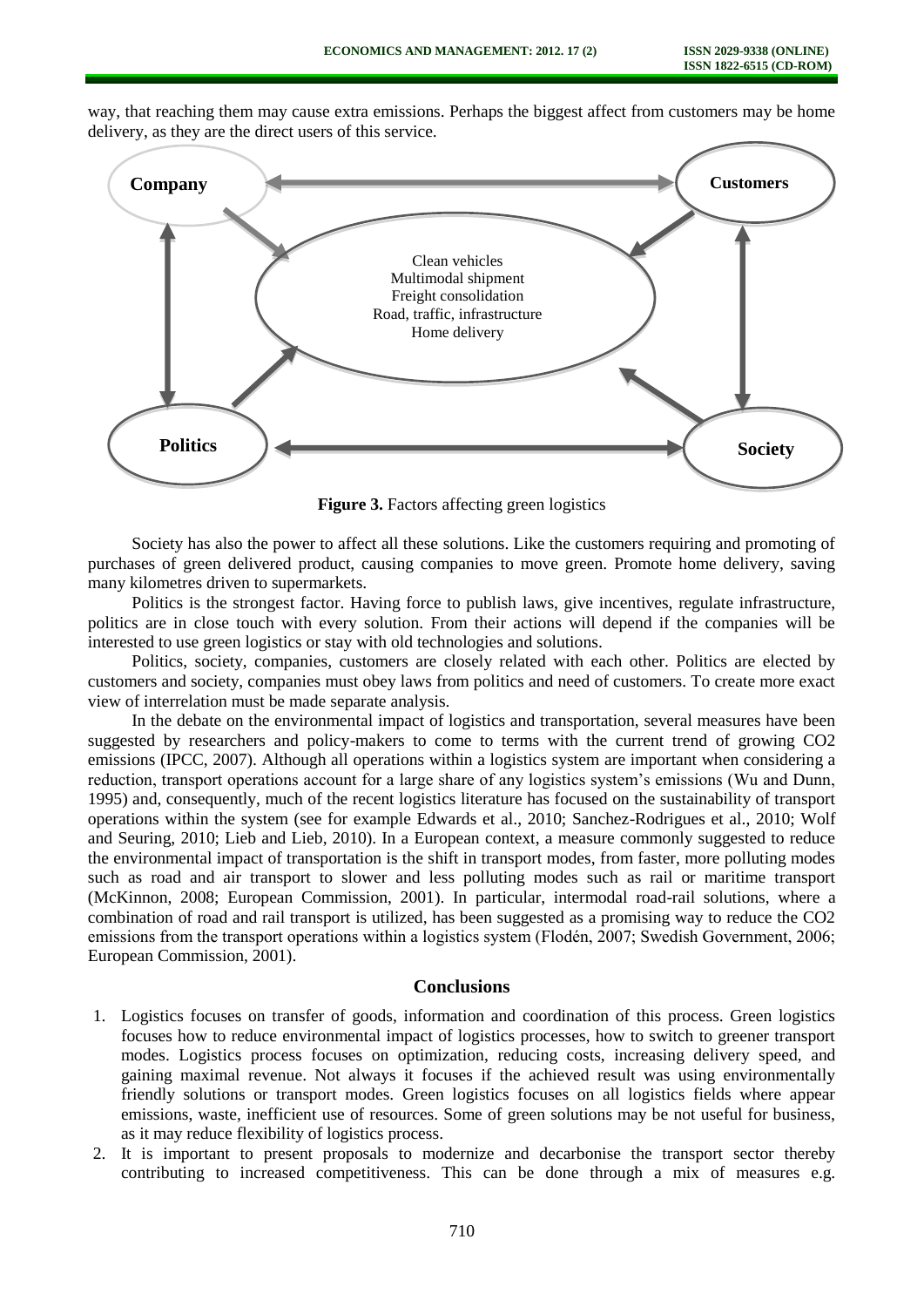way, that reaching them may cause extra emissions. Perhaps the biggest affect from customers may be home delivery, as they are the direct users of this service.

**Figure 3.** Factors affecting green logistics

Society has also the power to affect all these solutions. Like the customers requiring and promoting of purchases of green delivered product, causing companies to move green. Promote home delivery, saving many kilometres driven to supermarkets.

Politics is the strongest factor. Having force to publish laws, give incentives, regulate infrastructure, politics are in close touch with every solution. From their actions will depend if the companies will be interested to use green logistics or stay with old technologies and solutions.

Politics, society, companies, customers are closely related with each other. Politics are elected by customers and society, companies must obey laws from politics and need of customers. To create more exact view of interrelation must be made separate analysis.

In the debate on the environmental impact of logistics and transportation, several measures have been suggested by researchers and policy-makers to come to terms with the current trend of growing CO2 emissions (IPCC, 2007). Although all operations within a logistics system are important when considering a reduction, transport operations account for a large share of any logistics system's emissions (Wu and Dunn, 1995) and, consequently, much of the recent logistics literature has focused on the sustainability of transport operations within the system (see for example Edwards et al., 2010; Sanchez-Rodrigues et al., 2010; Wolf and Seuring, 2010; Lieb and Lieb, 2010). In a European context, a measure commonly suggested to reduce the environmental impact of transportation is the shift in transport modes, from faster, more polluting modes such as road and air transport to slower and less polluting modes such as rail or maritime transport (McKinnon, 2008; European Commission, 2001). In particular, intermodal road-rail solutions, where a combination of road and rail transport is utilized, has been suggested as a promising way to reduce the CO2 emissions from the transport operations within a logistics system (Flodén, 2007; Swedish Government, 2006; European Commission, 2001).

## Conclusions

1. Logistics focuses on transfer of goods, information and coordination of this process. Green logistics focuses how to reduce environmental impact of logistics processes, how to switch to greener transport modes. Logistics process focuses on optimization, reducing costs, increasing delivery speed, and gaining maximal revenue. Not always it focuses if the achieved result was using environmentally friendly solutions or transport modes. Green logistics focuses on all logistics fields where appear emissions, waste, inefficient use of resources. Some of green solutions may be not useful for business, as it may reduce flexibility of logistics process.
2. It is important to present proposals to modernize and decarbonise the transport sector thereby contributing to increased competitiveness. This can be done through a mix of measures e.g.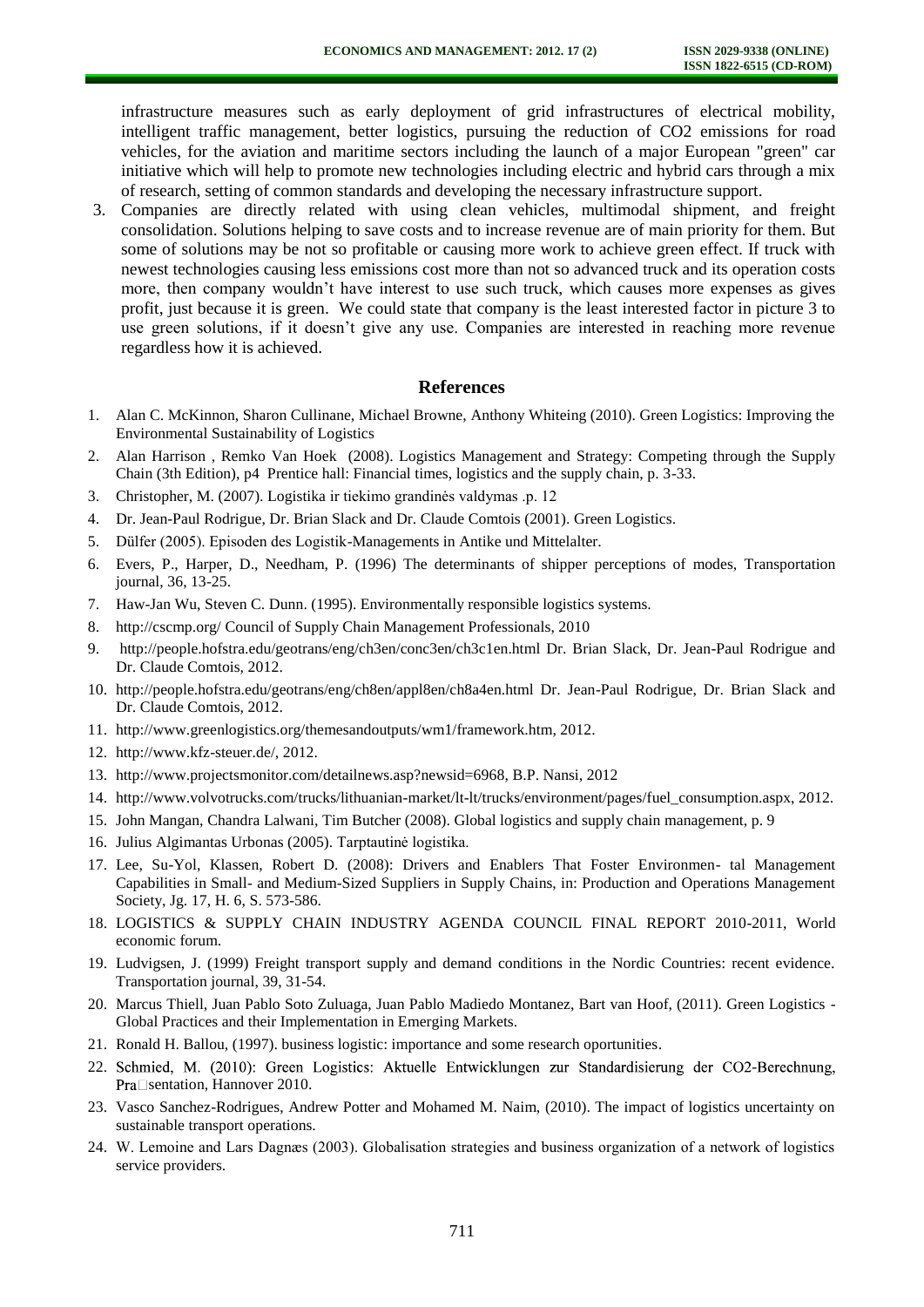infrastructure measures such as early deployment of grid infrastructures of electrical mobility, intelligent traffic management, better logistics, pursuing the reduction of $CO_2$ emissions for road vehicles, for the aviation and maritime sectors including the launch of a major European "green" car initiative which will help to promote new technologies including electric and hybrid cars through a mix of research, setting of common standards and developing the necessary infrastructure support.

3. Companies are directly related with using clean vehicles, multimodal shipment, and freight consolidation. Solutions helping to save costs and to increase revenue are of main priority for them. But some of solutions may be not so profitable or causing more work to achieve green effect. If truck with newest technologies causing less emissions cost more than not so advanced truck and its operation costs more, then company wouldn't have interest to use such truck, which causes more expenses as gives profit, just because it is green. We could state that company is the least interested factor in picture 3 to use green solutions, if it doesn't give any use. Companies are interested in reaching more revenue regardless how it is achieved.

## References

1. Alan C. McKinnon, Sharon Cullinane, Michael Browne, Anthony Whiteing (2010). Green Logistics: Improving the Environmental Sustainability of Logistics
2. Alan Harrison , Remko Van Hoek (2008). Logistics Management and Strategy: Competing through the Supply Chain (3th Edition), p4 Prentice hall: Financial times, logistics and the supply chain, p. 3-33.
3. Christopher, M. (2007). Logistika ir tiekimo grandinės valdymas .p. 12
4. Dr. Jean-Paul Rodrigue, Dr. Brian Slack and Dr. Claude Comtois (2001). Green Logistics.
5. Dülfer (2005). Episoden des Logistik-Managements in Antike und Mittelalter.
6. Evers, P., Harper, D., Needham, P. (1996) The determinants of shipper perceptions of modes, Transportation journal, 36, 13-25.
7. Haw-Jan Wu, Steven C. Dunn. (1995). Environmentally responsible logistics systems.
8. http://cscmp.org/ Council of Supply Chain Management Professionals, 2010
9. http://people.hofstra.edu/geotrans/eng/ch3en/conc3en/ch3c1en.html Dr. Brian Slack, Dr. Jean-Paul Rodrigue and Dr. Claude Comtois, 2012.
10. http://people.hofstra.edu/geotrans/eng/ch8en/appl8en/ch8a4en.html Dr. Jean-Paul Rodrigue, Dr. Brian Slack and Dr. Claude Comtois, 2012.
11. http://www.greenlogistics.org/themesandoutputs/wm1/framework.htm, 2012.
12. http://www.kfz-steuer.de/, 2012.
13. http://www.projectsmonitor.com/detailnews.asp?newsid=6968, B.P. Nansi, 2012
14. http://www.volvotrucks.com/trucks/lithuanian-market/lt-lt/trucks/environment/pages/fuel_consumption.aspx, 2012.
15. John Mangan, Chandra Lalwani, Tim Butcher (2008). Global logistics and supply chain management, p. 9
16. Julius Algimantas Urbonas (2005). Tarptautinė logistika.
17. Lee, Su-Yol, Klassen, Robert D. (2008): Drivers and Enablers That Foster Environmen- tal Management Capabilities in Small- and Medium-Sized Suppliers in Supply Chains, in: Production and Operations Management Society, Jg. 17, H. 6, S. 573-586.
18. LOGISTICS & SUPPLY CHAIN INDUSTRY AGENDA COUNCIL FINAL REPORT 2010-2011, World economic forum.
19. Ludvigsen, J. (1999) Freight transport supply and demand conditions in the Nordic Countries: recent evidence. Transportation journal, 39, 31-54.
20. Marcus Thiell, Juan Pablo Soto Zuluaga, Juan Pablo Madiedo Montanez, Bart van Hoof, (2011). Green Logistics - Global Practices and their Implementation in Emerging Markets.
21. Ronald H. Ballou, (1997). business logistic: importance and some research oportunities.
22. Schmied, M. (2010): Green Logistics: Aktuelle Entwicklungen zur Standardisierung der CO2-Berechnung, Pra□sentation, Hannover 2010.
23. Vasco Sanchez-Rodrigues, Andrew Potter and Mohamed M. Naim, (2010). The impact of logistics uncertainty on sustainable transport operations.
24. W. Lemoine and Lars Dagnæs (2003). Globalisation strategies and business organization of a network of logistics service providers.